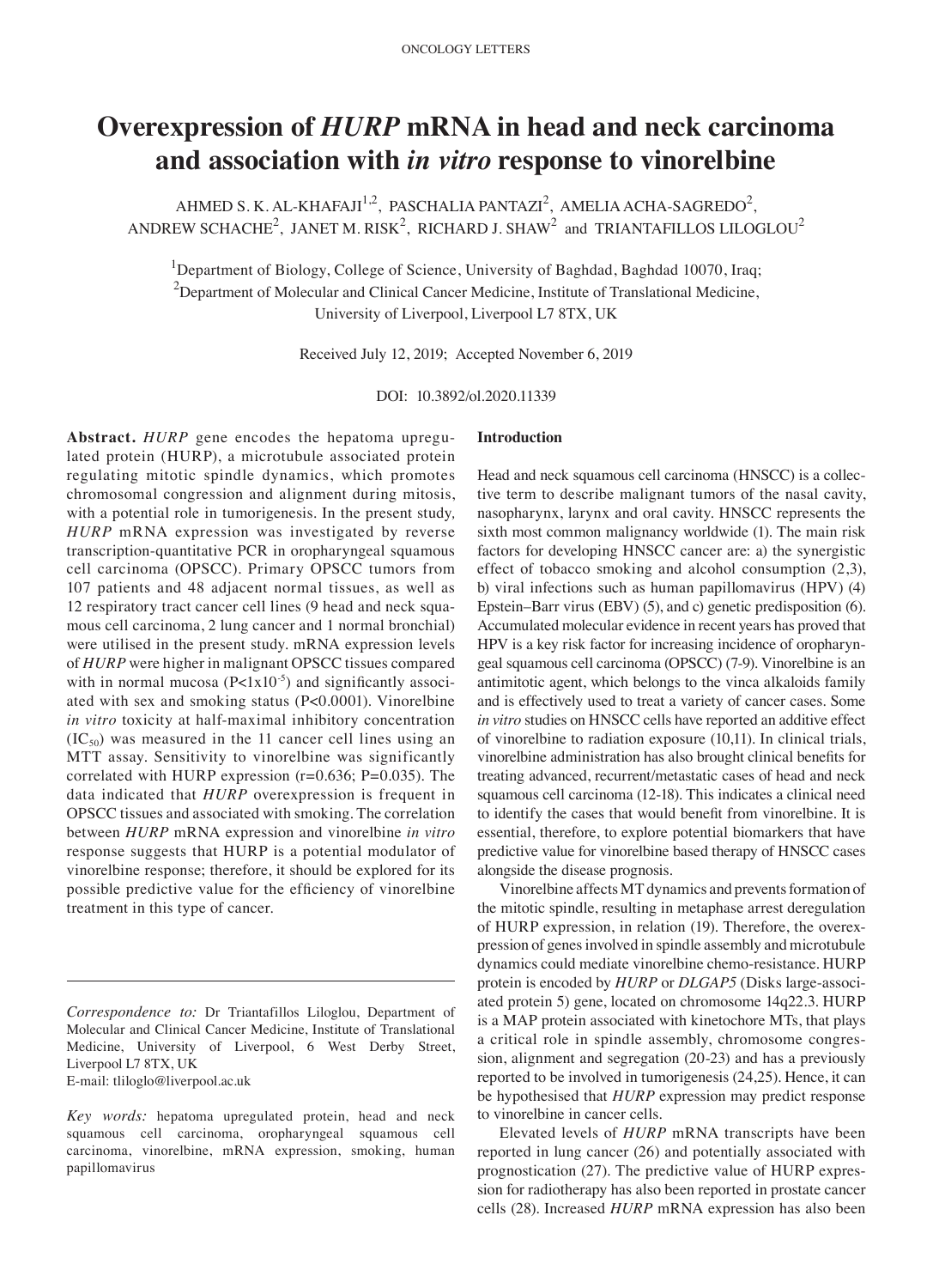# Overexpression of *HURP* mRNA in head and neck carcinoma and association with *in vitro* response to vinorelbine

AHMED S. K. AL-KHAFAJI[1,2], PASCHALIA PANTAZI[2], AMELIA ACHA-SAGREDO[2], ANDREW SCHACHE[2], JANET M. RISK[2], RICHARD J. SHAW[2] and TRIANTAFILLOS LILOGLOU[2]

[1]Department of Biology, College of Science, University of Baghdad, Baghdad 10070, Iraq; [2]Department of Molecular and Clinical Cancer Medicine, Institute of Translational Medicine, University of Liverpool, Liverpool L7 8TX, UK

Received July 12, 2019; Accepted November 6, 2019

DOI: 10.3892/ol.2020.11339

**Abstract.** *HURP* gene encodes the hepatoma upregulated protein (HURP), a microtubule associated protein regulating mitotic spindle dynamics, which promotes chromosomal congression and alignment during mitosis, with a potential role in tumorigenesis. In the present study, *HURP* mRNA expression was investigated by reverse transcription-quantitative PCR in oropharyngeal squamous cell carcinoma (OPSCC). Primary OPSCC tumors from 107 patients and 48 adjacent normal tissues, as well as 12 respiratory tract cancer cell lines (9 head and neck squamous cell carcinoma, 2 lung cancer and 1 normal bronchial) were utilised in the present study. mRNA expression levels of *HURP* were higher in malignant OPSCC tissues compared with in normal mucosa ($P<1x10^{-5}$) and significantly associated with sex and smoking status (P<0.0001). Vinorelbine *in vitro* toxicity at half-maximal inhibitory concentration ($IC_{50}$) was measured in the 11 cancer cell lines using an MTT assay. Sensitivity to vinorelbine was significantly correlated with HURP expression (r=0.636; P=0.035). The data indicated that *HURP* overexpression is frequent in OPSCC tissues and associated with smoking. The correlation between *HURP* mRNA expression and vinorelbine *in vitro* response suggests that HURP is a potential modulator of vinorelbine response; therefore, it should be explored for its possible predictive value for the efficiency of vinorelbine treatment in this type of cancer.

*Correspondence to:* Dr Triantafillos Liloglou, Department of Molecular and Clinical Cancer Medicine, Institute of Translational Medicine, University of Liverpool, 6 West Derby Street, Liverpool L7 8TX, UK
E-mail: tliloglo@liverpool.ac.uk

*Key words:* hepatoma upregulated protein, head and neck squamous cell carcinoma, oropharyngeal squamous cell carcinoma, vinorelbine, mRNA expression, smoking, human papillomavirus

## Introduction

Head and neck squamous cell carcinoma (HNSCC) is a collective term to describe malignant tumors of the nasal cavity, nasopharynx, larynx and oral cavity. HNSCC represents the sixth most common malignancy worldwide (1). The main risk factors for developing HNSCC cancer are: a) the synergistic effect of tobacco smoking and alcohol consumption (2,3), b) viral infections such as human papillomavirus (HPV) (4) Epstein–Barr virus (EBV) (5), and c) genetic predisposition (6). Accumulated molecular evidence in recent years has proved that HPV is a key risk factor for increasing incidence of oropharyngeal squamous cell carcinoma (OPSCC) (7-9). Vinorelbine is an antimitotic agent, which belongs to the vinca alkaloids family and is effectively used to treat a variety of cancer cases. Some *in vitro* studies on HNSCC cells have reported an additive effect of vinorelbine to radiation exposure (10,11). In clinical trials, vinorelbine administration has also brought clinical benefits for treating advanced, recurrent/metastatic cases of head and neck squamous cell carcinoma (12-18). This indicates a clinical need to identify the cases that would benefit from vinorelbine. It is essential, therefore, to explore potential biomarkers that have predictive value for vinorelbine based therapy of HNSCC cases alongside the disease prognosis.

Vinorelbine affects MT dynamics and prevents formation of the mitotic spindle, resulting in metaphase arrest deregulation of HURP expression, in relation (19). Therefore, the overexpression of genes involved in spindle assembly and microtubule dynamics could mediate vinorelbine chemo-resistance. HURP protein is encoded by *HURP* or *DLGAP5* (Disks large-associated protein 5) gene, located on chromosome 14q22.3. HURP is a MAP protein associated with kinetochore MTs, that plays a critical role in spindle assembly, chromosome congression, alignment and segregation (20-23) and has a previously reported to be involved in tumorigenesis (24,25). Hence, it can be hypothesised that *HURP* expression may predict response to vinorelbine in cancer cells.

Elevated levels of *HURP* mRNA transcripts have been reported in lung cancer (26) and potentially associated with prognostication (27). The predictive value of HURP expression for radiotherapy has also been reported in prostate cancer cells (28). Increased *HURP* mRNA expression has also been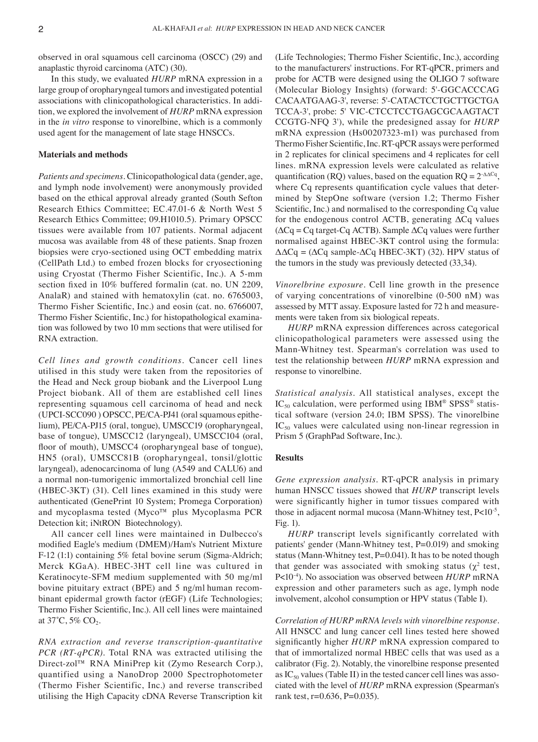observed in oral squamous cell carcinoma (OSCC) (29) and anaplastic thyroid carcinoma (ATC) (30).

In this study, we evaluated *HURP* mRNA expression in a large group of oropharyngeal tumors and investigated potential associations with clinicopathological characteristics. In addition, we explored the involvement of *HURP* mRNA expression in the *in vitro* response to vinorelbine, which is a commonly used agent for the management of late stage HNSCCs.

## Materials and methods

*Patients and specimens.* Clinicopathological data (gender, age, and lymph node involvement) were anonymously provided based on the ethical approval already granted (South Sefton Research Ethics Committee; EC.47.01-6 & North West 5 Research Ethics Committee; 09.H1010.5). Primary OPSCC tissues were available from 107 patients. Normal adjacent mucosa was available from 48 of these patients. Snap frozen biopsies were cryo-sectioned using OCT embedding matrix (CellPath Ltd.) to embed frozen blocks for cryosectioning using Cryostat (Thermo Fisher Scientific, Inc.). A 5-mm section fixed in 10% buffered formalin (cat. no. UN 2209, AnalaR) and stained with hematoxylin (cat. no. 6765003, Thermo Fisher Scientific, Inc.) and eosin (cat. no. 6766007, Thermo Fisher Scientific, Inc.) for histopathological examination was followed by two 10 mm sections that were utilised for RNA extraction.

*Cell lines and growth conditions.* Cancer cell lines utilised in this study were taken from the repositories of the Head and Neck group biobank and the Liverpool Lung Project biobank. All of them are established cell lines representing squamous cell carcinoma of head and neck (UPCI-SCC090 ) OPSCC, PE/CA-PJ41 (oral squamous epithelium), PE/CA-PJ15 (oral, tongue), UMSCC19 (oropharyngeal, base of tongue), UMSCC12 (laryngeal), UMSCC104 (oral, floor of mouth), UMSCC4 (oropharyngeal base of tongue), HN5 (oral), UMSCC81B (oropharyngeal, tonsil/glottic laryngeal), adenocarcinoma of lung (A549 and CALU6) and a normal non-tumorigenic immortalized bronchial cell line (HBEC-3KT) (31). Cell lines examined in this study were authenticated (GenePrint 10 System; Promega Corporation) and mycoplasma tested (Myco™ plus Mycoplasma PCR Detection kit; iNtRON Biotechnology).

All cancer cell lines were maintained in Dulbecco's modified Eagle's medium (DMEM)/Ham's Nutrient Mixture F-12 (1:1) containing 5% fetal bovine serum (Sigma-Aldrich; Merck KGaA). HBEC-3HT cell line was cultured in Keratinocyte-SFM medium supplemented with 50 mg/ml bovine pituitary extract (BPE) and 5 ng/ml human recombinant epidermal growth factor (rEGF) (Life Technologies; Thermo Fisher Scientific, Inc.). All cell lines were maintained at 37˚C, 5% $CO_2$.

*RNA extraction and reverse transcription-quantitative PCR (RT-qPCR).* Total RNA was extracted utilising the Direct-zol™ RNA MiniPrep kit (Zymo Research Corp.), quantified using a NanoDrop 2000 Spectrophotometer (Thermo Fisher Scientific, Inc.) and reverse transcribed utilising the High Capacity cDNA Reverse Transcription kit (Life Technologies; Thermo Fisher Scientific, Inc.), according to the manufacturers' instructions. For RT-qPCR, primers and probe for ACTB were designed using the OLIGO 7 software (Molecular Biology Insights) (forward: 5'-GGCACCCAG CACAATGAAG-3', reverse: 5'-CATACTCCTGCTTGCTGA TCCA-3', probe: 5' VIC-CTCCTCCTGAGCGCAAGTACT CCGTG-NFQ 3'), while the predesigned assay for *HURP* mRNA expression (Hs00207323-m1) was purchased from Thermo Fisher Scientific, Inc. RT-qPCR assays were performed in 2 replicates for clinical specimens and 4 replicates for cell lines. mRNA expression levels were calculated as relative quantification (RQ) values, based on the equation $RQ = 2^{-\Delta\Delta Cq}$, where Cq represents quantification cycle values that determined by StepOne software (version 1.2; Thermo Fisher Scientific, Inc.) and normalised to the corresponding Cq value for the endogenous control ACTB, generating $\Delta Cq$ values ($\Delta Cq$ = Cq target-Cq ACTB). Sample $\Delta Cq$ values were further normalised against HBEC-3KT control using the formula: $\Delta\Delta Cq$ = ($\Delta Cq$ sample-$\Delta Cq$ HBEC-3KT) (32). HPV status of the tumors in the study was previously detected (33,34).

*Vinorelbrine exposure.* Cell line growth in the presence of varying concentrations of vinorelbine (0-500 nM) was assessed by MTT assay. Exposure lasted for 72 h and measurements were taken from six biological repeats.

*HURP* mRNA expression differences across categorical clinicopathological parameters were assessed using the Mann-Whitney test. Spearman's correlation was used to test the relationship between *HURP* mRNA expression and response to vinorelbine.

*Statistical analysis.* All statistical analyses, except the $IC_{50}$ calculation, were performed using IBM® SPSS® statistical software (version 24.0; IBM SPSS). The vinorelbine $IC_{50}$ values were calculated using non-linear regression in Prism 5 (GraphPad Software, Inc.).

## Results

*Gene expression analysis.* RT-qPCR analysis in primary human HNSCC tissues showed that *HURP* transcript levels were significantly higher in tumor tissues compared with those in adjacent normal mucosa (Mann-Whitney test, $P<10^{-5}$, Fig. 1).

*HURP* transcript levels significantly correlated with patients' gender (Mann-Whitney test, P=0.019) and smoking status (Mann-Whitney test, P=0.041). It has to be noted though that gender was associated with smoking status ($\chi^2$ test, $P<10^{-4}$). No association was observed between *HURP* mRNA expression and other parameters such as age, lymph node involvement, alcohol consumption or HPV status (Table I).

*Correlation of HURP mRNA levels with vinorelbine response.* All HNSCC and lung cancer cell lines tested here showed significantly higher *HURP* mRNA expression compared to that of immortalized normal HBEC cells that was used as a calibrator (Fig. 2). Notably, the vinorelbine response presented as $IC_{50}$ values (Table II) in the tested cancer cell lines was associated with the level of *HURP* mRNA expression (Spearman's rank test, r=0.636, P=0.035).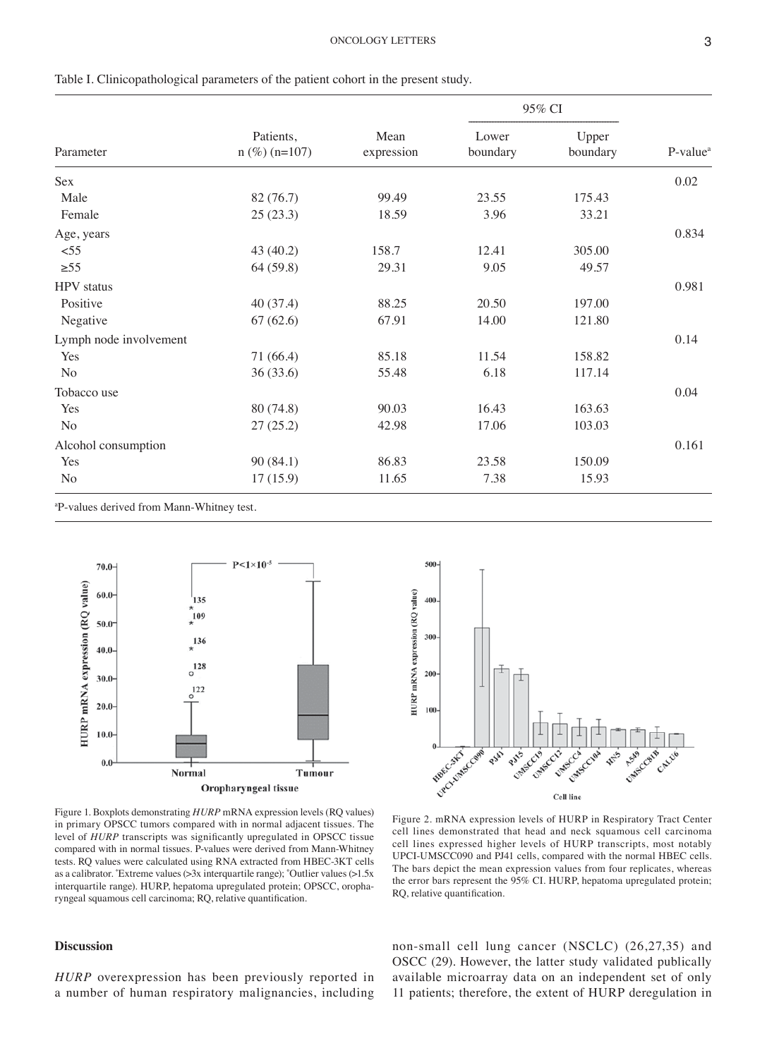Table I. Clinicopathological parameters of the patient cohort in the present study.

| Parameter | Patients, n (%) (n=107) | Mean expression | 95% CI | | P-value[a] |
|---|---|---|---|---|---|
| | | | Lower boundary | Upper boundary | |
| Sex | | | | | 0.02 |
| Male | 82 (76.7) | 99.49 | 23.55 | 175.43 | |
| Female | 25 (23.3) | 18.59 | 3.96 | 33.21 | |
| Age, years | | | | | 0.834 |
| <55 | 43 (40.2) | 158.7 | 12.41 | 305.00 | |
| ≥55 | 64 (59.8) | 29.31 | 9.05 | 49.57 | |
| HPV status | | | | | 0.981 |
| Positive | 40 (37.4) | 88.25 | 20.50 | 197.00 | |
| Negative | 67 (62.6) | 67.91 | 14.00 | 121.80 | |
| Lymph node involvement | | | | | 0.14 |
| Yes | 71 (66.4) | 85.18 | 11.54 | 158.82 | |
| No | 36 (33.6) | 55.48 | 6.18 | 117.14 | |
| Tobacco use | | | | | 0.04 |
| Yes | 80 (74.8) | 90.03 | 16.43 | 163.63 | |
| No | 27 (25.2) | 42.98 | 17.06 | 103.03 | |
| Alcohol consumption | | | | | 0.161 |
| Yes | 90 (84.1) | 86.83 | 23.58 | 150.09 | |
| No | 17 (15.9) | 11.65 | 7.38 | 15.93 | |

[a]P-values derived from Mann-Whitney test.

Figure 1. Boxplots demonstrating *HURP* mRNA expression levels (RQ values) in primary OPSCC tumors compared with in normal adjacent tissues. The level of *HURP* transcripts was significantly upregulated in OPSCC tissue compared with in normal tissues. P-values were derived from Mann-Whitney tests. RQ values were calculated using RNA extracted from HBEC-3KT cells as a calibrator. *Extreme values (>3x interquartile range); °Outlier values (>1.5x interquartile range). HURP, hepatoma upregulated protein; OPSCC, oropharyngeal squamous cell carcinoma; RQ, relative quantification.

Figure 2. mRNA expression levels of HURP in Respiratory Tract Center cell lines demonstrated that head and neck squamous cell carcinoma cell lines expressed higher levels of HURP transcripts, most notably UPCI-UMSCC090 and PJ41 cells, compared with the normal HBEC cells. The bars depict the mean expression values from four replicates, whereas the error bars represent the 95% CI. HURP, hepatoma upregulated protein; RQ, relative quantification.

## Discussion

*HURP* overexpression has been previously reported in a number of human respiratory malignancies, including non-small cell lung cancer (NSCLC) (26,27,35) and OSCC (29). However, the latter study validated publically available microarray data on an independent set of only 11 patients; therefore, the extent of HURP deregulation in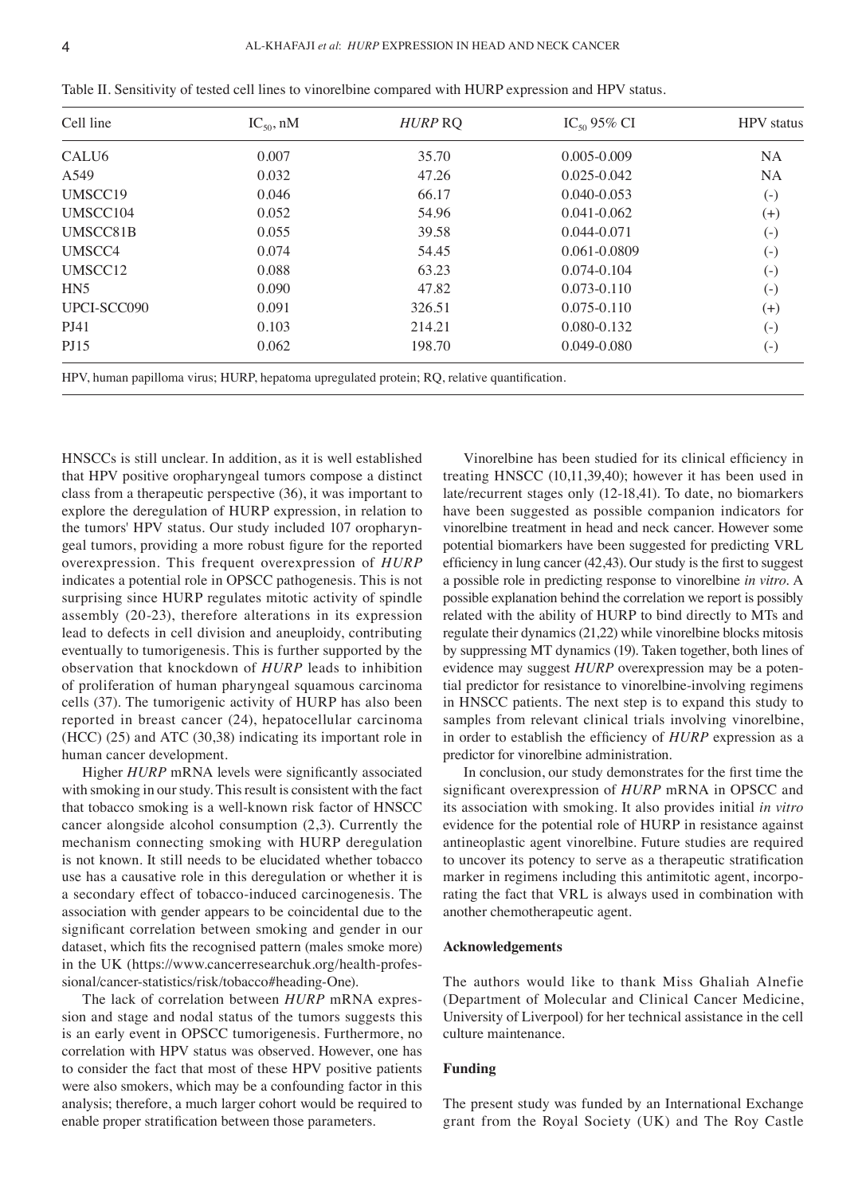Table II. Sensitivity of tested cell lines to vinorelbine compared with HURP expression and HPV status.

| Cell line | $IC_{50}$, nM | *HURP* RQ | $IC_{50}$ 95% CI | HPV status |
|---|---|---|---|---|
| CALU6 | 0.007 | 35.70 | 0.005-0.009 | NA |
| A549 | 0.032 | 47.26 | 0.025-0.042 | NA |
| UMSCC19 | 0.046 | 66.17 | 0.040-0.053 | (-) |
| UMSCC104 | 0.052 | 54.96 | 0.041-0.062 | (+) |
| UMSCC81B | 0.055 | 39.58 | 0.044-0.071 | (-) |
| UMSCC4 | 0.074 | 54.45 | 0.061-0.0809 | (-) |
| UMSCC12 | 0.088 | 63.23 | 0.074-0.104 | (-) |
| HN5 | 0.090 | 47.82 | 0.073-0.110 | (-) |
| UPCI-SCC090 | 0.091 | 326.51 | 0.075-0.110 | (+) |
| PJ41 | 0.103 | 214.21 | 0.080-0.132 | (-) |
| PJ15 | 0.062 | 198.70 | 0.049-0.080 | (-) |

HPV, human papilloma virus; HURP, hepatoma upregulated protein; RQ, relative quantification.

HNSCCs is still unclear. In addition, as it is well established that HPV positive oropharyngeal tumors compose a distinct class from a therapeutic perspective (36), it was important to explore the deregulation of HURP expression, in relation to the tumors' HPV status. Our study included 107 oropharyngeal tumors, providing a more robust figure for the reported overexpression. This frequent overexpression of *HURP* indicates a potential role in OPSCC pathogenesis. This is not surprising since HURP regulates mitotic activity of spindle assembly (20-23), therefore alterations in its expression lead to defects in cell division and aneuploidy, contributing eventually to tumorigenesis. This is further supported by the observation that knockdown of *HURP* leads to inhibition of proliferation of human pharyngeal squamous carcinoma cells (37). The tumorigenic activity of HURP has also been reported in breast cancer (24), hepatocellular carcinoma (HCC) (25) and ATC (30,38) indicating its important role in human cancer development.

Higher *HURP* mRNA levels were significantly associated with smoking in our study. This result is consistent with the fact that tobacco smoking is a well-known risk factor of HNSCC cancer alongside alcohol consumption (2,3). Currently the mechanism connecting smoking with HURP deregulation is not known. It still needs to be elucidated whether tobacco use has a causative role in this deregulation or whether it is a secondary effect of tobacco-induced carcinogenesis. The association with gender appears to be coincidental due to the significant correlation between smoking and gender in our dataset, which fits the recognised pattern (males smoke more) in the UK (https://www.cancerresearchuk.org/health-professional/cancer-statistics/risk/tobacco#heading-One).

The lack of correlation between *HURP* mRNA expression and stage and nodal status of the tumors suggests this is an early event in OPSCC tumorigenesis. Furthermore, no correlation with HPV status was observed. However, one has to consider the fact that most of these HPV positive patients were also smokers, which may be a confounding factor in this analysis; therefore, a much larger cohort would be required to enable proper stratification between those parameters.

Vinorelbine has been studied for its clinical efficiency in treating HNSCC (10,11,39,40); however it has been used in late/recurrent stages only (12-18,41). To date, no biomarkers have been suggested as possible companion indicators for vinorelbine treatment in head and neck cancer. However some potential biomarkers have been suggested for predicting VRL efficiency in lung cancer (42,43). Our study is the first to suggest a possible role in predicting response to vinorelbine *in vitro*. A possible explanation behind the correlation we report is possibly related with the ability of HURP to bind directly to MTs and regulate their dynamics (21,22) while vinorelbine blocks mitosis by suppressing MT dynamics (19). Taken together, both lines of evidence may suggest *HURP* overexpression may be a potential predictor for resistance to vinorelbine-involving regimens in HNSCC patients. The next step is to expand this study to samples from relevant clinical trials involving vinorelbine, in order to establish the efficiency of *HURP* expression as a predictor for vinorelbine administration.

In conclusion, our study demonstrates for the first time the significant overexpression of *HURP* mRNA in OPSCC and its association with smoking. It also provides initial *in vitro* evidence for the potential role of HURP in resistance against antineoplastic agent vinorelbine. Future studies are required to uncover its potency to serve as a therapeutic stratification marker in regimens including this antimitotic agent, incorporating the fact that VRL is always used in combination with another chemotherapeutic agent.

## Acknowledgements

The authors would like to thank Miss Ghaliah Alnefie (Department of Molecular and Clinical Cancer Medicine, University of Liverpool) for her technical assistance in the cell culture maintenance.

## Funding

The present study was funded by an International Exchange grant from the Royal Society (UK) and The Roy Castle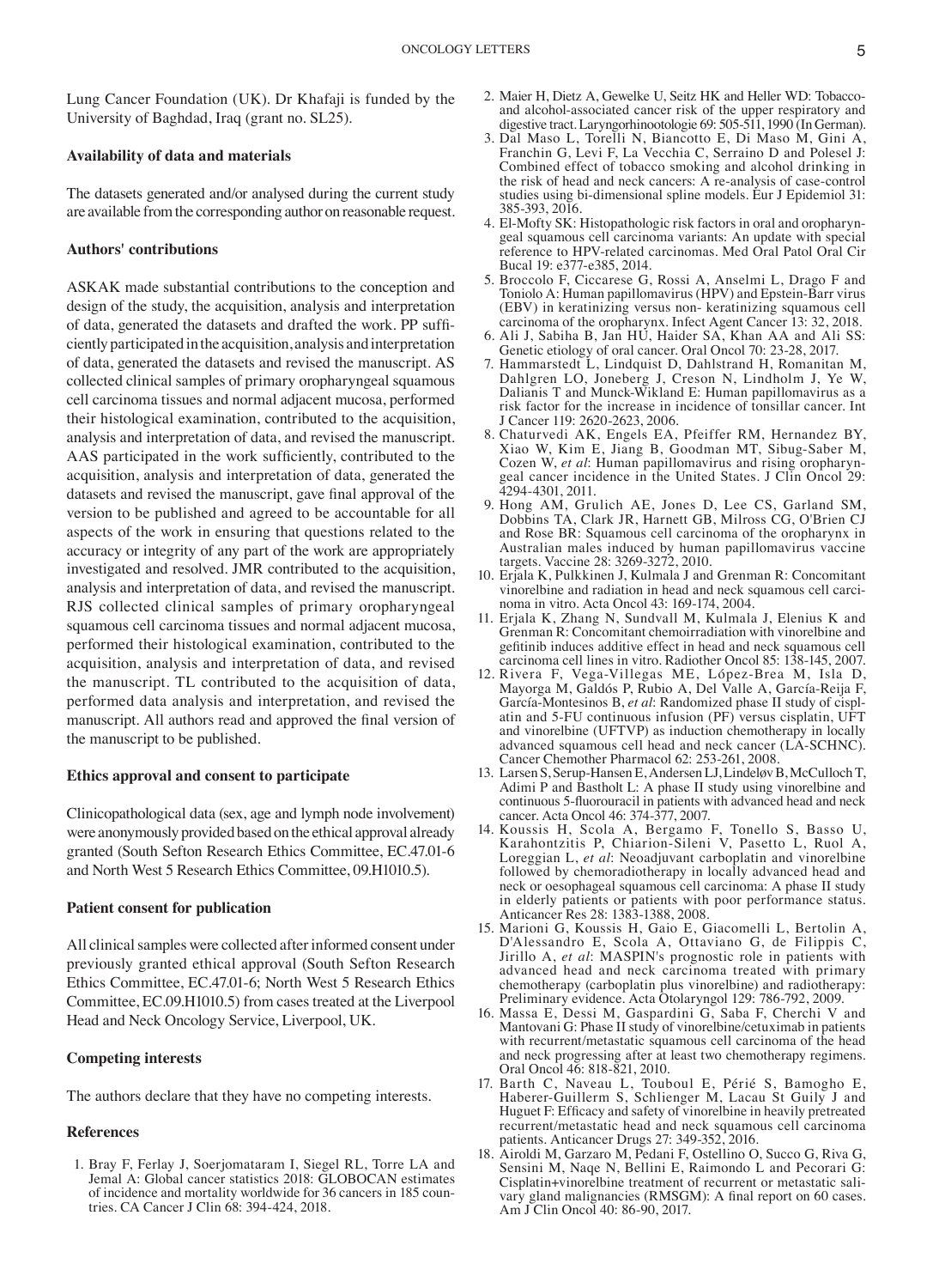Lung Cancer Foundation (UK). Dr Khafaji is funded by the University of Baghdad, Iraq (grant no. SL25).

### Availability of data and materials

The datasets generated and/or analysed during the current study are available from the corresponding author on reasonable request.

### Authors' contributions

ASKAK made substantial contributions to the conception and design of the study, the acquisition, analysis and interpretation of data, generated the datasets and drafted the work. PP sufficiently participated in the acquisition, analysis and interpretation of data, generated the datasets and revised the manuscript. AS collected clinical samples of primary oropharyngeal squamous cell carcinoma tissues and normal adjacent mucosa, performed their histological examination, contributed to the acquisition, analysis and interpretation of data, and revised the manuscript. AAS participated in the work sufficiently, contributed to the acquisition, analysis and interpretation of data, generated the datasets and revised the manuscript, gave final approval of the version to be published and agreed to be accountable for all aspects of the work in ensuring that questions related to the accuracy or integrity of any part of the work are appropriately investigated and resolved. JMR contributed to the acquisition, analysis and interpretation of data, and revised the manuscript. RJS collected clinical samples of primary oropharyngeal squamous cell carcinoma tissues and normal adjacent mucosa, performed their histological examination, contributed to the acquisition, analysis and interpretation of data, and revised the manuscript. TL contributed to the acquisition of data, performed data analysis and interpretation, and revised the manuscript. All authors read and approved the final version of the manuscript to be published.

### Ethics approval and consent to participate

Clinicopathological data (sex, age and lymph node involvement) were anonymously provided based on the ethical approval already granted (South Sefton Research Ethics Committee, EC.47.01-6 and North West 5 Research Ethics Committee, 09.H1010.5).

### Patient consent for publication

All clinical samples were collected after informed consent under previously granted ethical approval (South Sefton Research Ethics Committee, EC.47.01-6; North West 5 Research Ethics Committee, EC.09.H1010.5) from cases treated at the Liverpool Head and Neck Oncology Service, Liverpool, UK.

### Competing interests

The authors declare that they have no competing interests.

### References

1. Bray F, Ferlay J, Soerjomataram I, Siegel RL, Torre LA and Jemal A: Global cancer statistics 2018: GLOBOCAN estimates of incidence and mortality worldwide for 36 cancers in 185 countries. CA Cancer J Clin 68: 394-424, 2018.
2. Maier H, Dietz A, Gewelke U, Seitz HK and Heller WD: Tobacco- and alcohol-associated cancer risk of the upper respiratory and digestive tract. Laryngorhinootologie 69: 505-511, 1990 (In German).
3. Dal Maso L, Torelli N, Biancotto E, Di Maso M, Gini A, Franchin G, Levi F, La Vecchia C, Serraino D and Polesel J: Combined effect of tobacco smoking and alcohol drinking in the risk of head and neck cancers: A re-analysis of case-control studies using bi-dimensional spline models. Eur J Epidemiol 31: 385-393, 2016.
4. El-Mofty SK: Histopathologic risk factors in oral and oropharyngeal squamous cell carcinoma variants: An update with special reference to HPV-related carcinomas. Med Oral Patol Oral Cir Bucal 19: e377-e385, 2014.
5. Broccolo F, Ciccarese G, Rossi A, Anselmi L, Drago F and Toniolo A: Human papillomavirus (HPV) and Epstein-Barr virus (EBV) in keratinizing versus non- keratinizing squamous cell carcinoma of the oropharynx. Infect Agent Cancer 13: 32, 2018.
6. Ali J, Sabiha B, Jan HU, Haider SA, Khan AA and Ali SS: Genetic etiology of oral cancer. Oral Oncol 70: 23-28, 2017.
7. Hammarstedt L, Lindquist D, Dahlstrand H, Romanitan M, Dahlgren LO, Joneberg J, Creson N, Lindholm J, Ye W, Dalianis T and Munck-Wikland E: Human papillomavirus as a risk factor for the increase in incidence of tonsillar cancer. Int J Cancer 119: 2620-2623, 2006.
8. Chaturvedi AK, Engels EA, Pfeiffer RM, Hernandez BY, Xiao W, Kim E, Jiang B, Goodman MT, Sibug-Saber M, Cozen W, *et al*: Human papillomavirus and rising oropharyngeal cancer incidence in the United States. J Clin Oncol 29: 4294-4301, 2011.
9. Hong AM, Grulich AE, Jones D, Lee CS, Garland SM, Dobbins TA, Clark JR, Harnett GB, Milross CG, O'Brien CJ and Rose BR: Squamous cell carcinoma of the oropharynx in Australian males induced by human papillomavirus vaccine targets. Vaccine 28: 3269-3272, 2010.
10. Erjala K, Pulkkinen J, Kulmala J and Grenman R: Concomitant vinorelbine and radiation in head and neck squamous cell carcinoma in vitro. Acta Oncol 43: 169-174, 2004.
11. Erjala K, Zhang N, Sundvall M, Kulmala J, Elenius K and Grenman R: Concomitant chemoirradiation with vinorelbine and gefitinib induces additive effect in head and neck squamous cell carcinoma cell lines in vitro. Radiother Oncol 85: 138-145, 2007.
12. Rivera F, Vega-Villegas ME, López-Brea M, Isla D, Mayorga M, Galdós P, Rubio A, Del Valle A, García-Reija F, García-Montesinos B, *et al*: Randomized phase II study of cisplatin and 5-FU continuous infusion (PF) versus cisplatin, UFT and vinorelbine (UFTVP) as induction chemotherapy in locally advanced squamous cell head and neck cancer (LA-SCHNC). Cancer Chemother Pharmacol 62: 253-261, 2008.
13. Larsen S, Serup-Hansen E, Andersen LJ, Lindeløv B, McCulloch T, Adimi P and Bastholt L: A phase II study using vinorelbine and continuous 5-fluorouracil in patients with advanced head and neck cancer. Acta Oncol 46: 374-377, 2007.
14. Koussis H, Scola A, Bergamo F, Tonello S, Basso U, Karahontzitis P, Chiarion-Sileni V, Pasetto L, Ruol A, Loreggian L, *et al*: Neoadjuvant carboplatin and vinorelbine followed by chemoradiotherapy in locally advanced head and neck or oesophageal squamous cell carcinoma: A phase II study in elderly patients or patients with poor performance status. Anticancer Res 28: 1383-1388, 2008.
15. Marioni G, Koussis H, Gaio E, Giacomelli L, Bertolin A, D'Alessandro E, Scola A, Ottaviano G, de Filippis C, Jirillo A, *et al*: MASPIN's prognostic role in patients with advanced head and neck carcinoma treated with primary chemotherapy (carboplatin plus vinorelbine) and radiotherapy: Preliminary evidence. Acta Otolaryngol 129: 786-792, 2009.
16. Massa E, Dessi M, Gaspardini G, Saba F, Cherchi V and Mantovani G: Phase II study of vinorelbine/cetuximab in patients with recurrent/metastatic squamous cell carcinoma of the head and neck progressing after at least two chemotherapy regimens. Oral Oncol 46: 818-821, 2010.
17. Barth C, Naveau L, Touboul E, Périé S, Bamogho E, Haberer-Guillerm S, Schlienger M, Lacau St Guily J and Huguet F: Efficacy and safety of vinorelbine in heavily pretreated recurrent/metastatic head and neck squamous cell carcinoma patients. Anticancer Drugs 27: 349-352, 2016.
18. Airoldi M, Garzaro M, Pedani F, Ostellino O, Succo G, Riva G, Sensini M, Naqe N, Bellini E, Raimondo L and Pecorari G: Cisplatin+vinorelbine treatment of recurrent or metastatic salivary gland malignancies (RMSGM): A final report on 60 cases. Am J Clin Oncol 40: 86-90, 2017.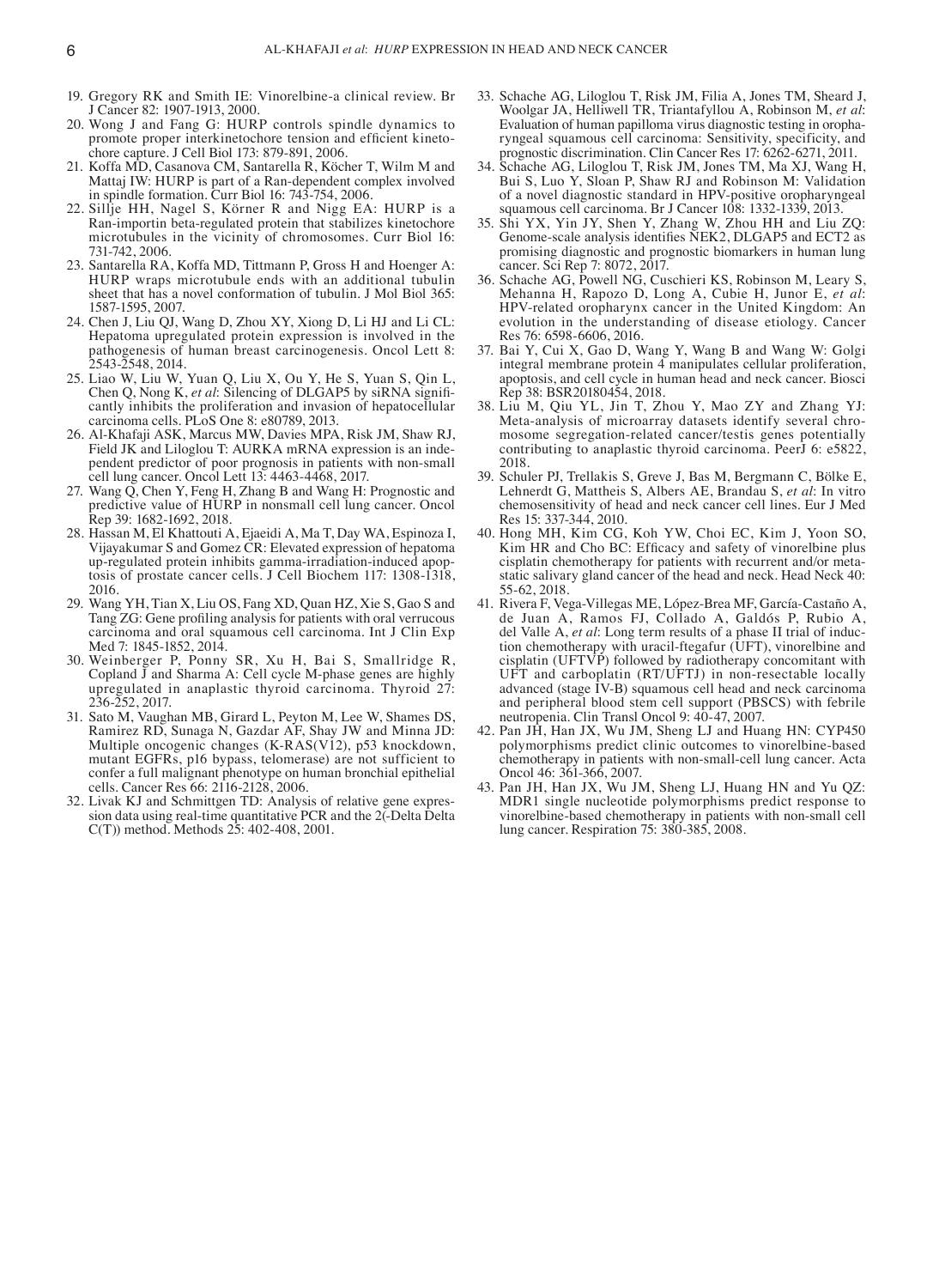19. Gregory RK and Smith IE: Vinorelbine-a clinical review. Br J Cancer 82: 1907-1913, 2000.
20. Wong J and Fang G: HURP controls spindle dynamics to promote proper interkinetochore tension and efficient kinetochore capture. J Cell Biol 173: 879-891, 2006.
21. Koffa MD, Casanova CM, Santarella R, Köcher T, Wilm M and Mattaj IW: HURP is part of a Ran-dependent complex involved in spindle formation. Curr Biol 16: 743-754, 2006.
22. Sillje HH, Nagel S, Körner R and Nigg EA: HURP is a Ran-importin beta-regulated protein that stabilizes kinetochore microtubules in the vicinity of chromosomes. Curr Biol 16: 731-742, 2006.
23. Santarella RA, Koffa MD, Tittmann P, Gross H and Hoenger A: HURP wraps microtubule ends with an additional tubulin sheet that has a novel conformation of tubulin. J Mol Biol 365: 1587-1595, 2007.
24. Chen J, Liu QJ, Wang D, Zhou XY, Xiong D, Li HJ and Li CL: Hepatoma upregulated protein expression is involved in the pathogenesis of human breast carcinogenesis. Oncol Lett 8: 2543-2548, 2014.
25. Liao W, Liu W, Yuan Q, Liu X, Ou Y, He S, Yuan S, Qin L, Chen Q, Nong K, *et al*: Silencing of DLGAP5 by siRNA significantly inhibits the proliferation and invasion of hepatocellular carcinoma cells. PLoS One 8: e80789, 2013.
26. Al-Khafaji ASK, Marcus MW, Davies MPA, Risk JM, Shaw RJ, Field JK and Liloglou T: AURKA mRNA expression is an independent predictor of poor prognosis in patients with non-small cell lung cancer. Oncol Lett 13: 4463-4468, 2017.
27. Wang Q, Chen Y, Feng H, Zhang B and Wang H: Prognostic and predictive value of HURP in nonsmall cell lung cancer. Oncol Rep 39: 1682-1692, 2018.
28. Hassan M, El Khattouti A, Ejaeidi A, Ma T, Day WA, Espinoza I, Vijayakumar S and Gomez CR: Elevated expression of hepatoma up-regulated protein inhibits gamma-irradiation-induced apoptosis of prostate cancer cells. J Cell Biochem 117: 1308-1318, 2016.
29. Wang YH, Tian X, Liu OS, Fang XD, Quan HZ, Xie S, Gao S and Tang ZG: Gene profiling analysis for patients with oral verrucous carcinoma and oral squamous cell carcinoma. Int J Clin Exp Med 7: 1845-1852, 2014.
30. Weinberger P, Ponny SR, Xu H, Bai S, Smallridge R, Copland J and Sharma A: Cell cycle M-phase genes are highly upregulated in anaplastic thyroid carcinoma. Thyroid 27: 236-252, 2017.
31. Sato M, Vaughan MB, Girard L, Peyton M, Lee W, Shames DS, Ramirez RD, Sunaga N, Gazdar AF, Shay JW and Minna JD: Multiple oncogenic changes (K-RAS(V12), p53 knockdown, mutant EGFRs, p16 bypass, telomerase) are not sufficient to confer a full malignant phenotype on human bronchial epithelial cells. Cancer Res 66: 2116-2128, 2006.
32. Livak KJ and Schmittgen TD: Analysis of relative gene expression data using real-time quantitative PCR and the 2(-Delta Delta C(T)) method. Methods 25: 402-408, 2001.
33. Schache AG, Liloglou T, Risk JM, Filia A, Jones TM, Sheard J, Woolgar JA, Helliwell TR, Triantafyllou A, Robinson M, *et al*: Evaluation of human papilloma virus diagnostic testing in oropharyngeal squamous cell carcinoma: Sensitivity, specificity, and prognostic discrimination. Clin Cancer Res 17: 6262-6271, 2011.
34. Schache AG, Liloglou T, Risk JM, Jones TM, Ma XJ, Wang H, Bui S, Luo Y, Sloan P, Shaw RJ and Robinson M: Validation of a novel diagnostic standard in HPV-positive oropharyngeal squamous cell carcinoma. Br J Cancer 108: 1332-1339, 2013.
35. Shi YX, Yin JY, Shen Y, Zhang W, Zhou HH and Liu ZQ: Genome-scale analysis identifies NEK2, DLGAP5 and ECT2 as promising diagnostic and prognostic biomarkers in human lung cancer. Sci Rep 7: 8072, 2017.
36. Schache AG, Powell NG, Cuschieri KS, Robinson M, Leary S, Mehanna H, Rapozo D, Long A, Cubie H, Junor E, *et al*: HPV-related oropharynx cancer in the United Kingdom: An evolution in the understanding of disease etiology. Cancer Res 76: 6598-6606, 2016.
37. Bai Y, Cui X, Gao D, Wang Y, Wang B and Wang W: Golgi integral membrane protein 4 manipulates cellular proliferation, apoptosis, and cell cycle in human head and neck cancer. Biosci Rep 38: BSR20180454, 2018.
38. Liu M, Qiu YL, Jin T, Zhou Y, Mao ZY and Zhang YJ: Meta-analysis of microarray datasets identify several chromosome segregation-related cancer/testis genes potentially contributing to anaplastic thyroid carcinoma. PeerJ 6: e5822, 2018.
39. Schuler PJ, Trellakis S, Greve J, Bas M, Bergmann C, Bölke E, Lehnerdt G, Mattheis S, Albers AE, Brandau S, *et al*: In vitro chemosensitivity of head and neck cancer cell lines. Eur J Med Res 15: 337-344, 2010.
40. Hong MH, Kim CG, Koh YW, Choi EC, Kim J, Yoon SO, Kim HR and Cho BC: Efficacy and safety of vinorelbine plus cisplatin chemotherapy for patients with recurrent and/or metastatic salivary gland cancer of the head and neck. Head Neck 40: 55-62, 2018.
41. Rivera F, Vega-Villegas ME, López-Brea MF, García-Castaño A, de Juan A, Ramos FJ, Collado A, Galdós P, Rubio A, del Valle A, *et al*: Long term results of a phase II trial of induction chemotherapy with uracil-ftegafur (UFT), vinorelbine and cisplatin (UFTVP) followed by radiotherapy concomitant with UFT and carboplatin (RT/UFTJ) in non-resectable locally advanced (stage IV-B) squamous cell head and neck carcinoma and peripheral blood stem cell support (PBSCS) with febrile neutropenia. Clin Transl Oncol 9: 40-47, 2007.
42. Pan JH, Han JX, Wu JM, Sheng LJ and Huang HN: CYP450 polymorphisms predict clinic outcomes to vinorelbine-based chemotherapy in patients with non-small-cell lung cancer. Acta Oncol 46: 361-366, 2007.
43. Pan JH, Han JX, Wu JM, Sheng LJ, Huang HN and Yu QZ: MDR1 single nucleotide polymorphisms predict response to vinorelbine-based chemotherapy in patients with non-small cell lung cancer. Respiration 75: 380-385, 2008.